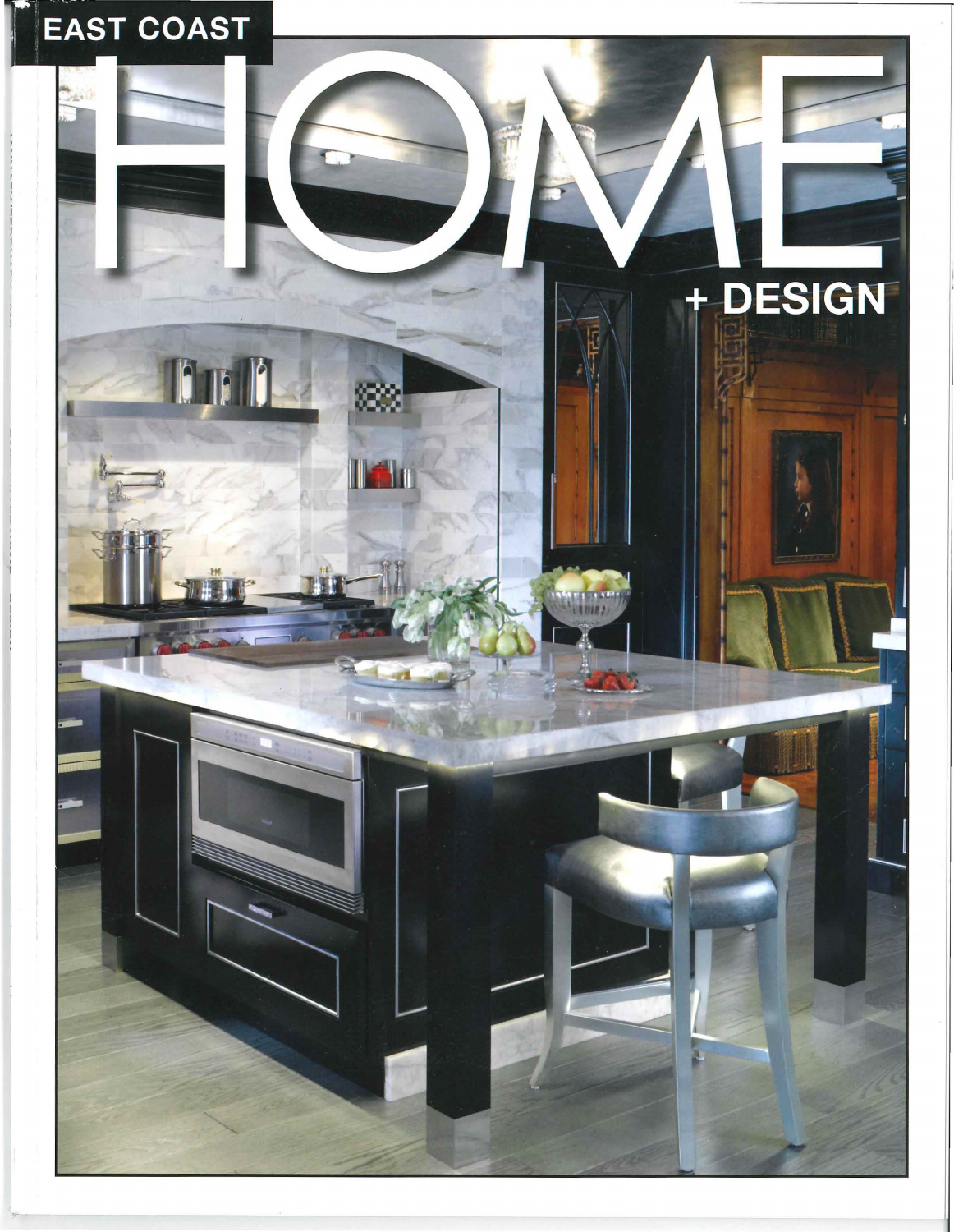# EAST COAST HOME + DESIGN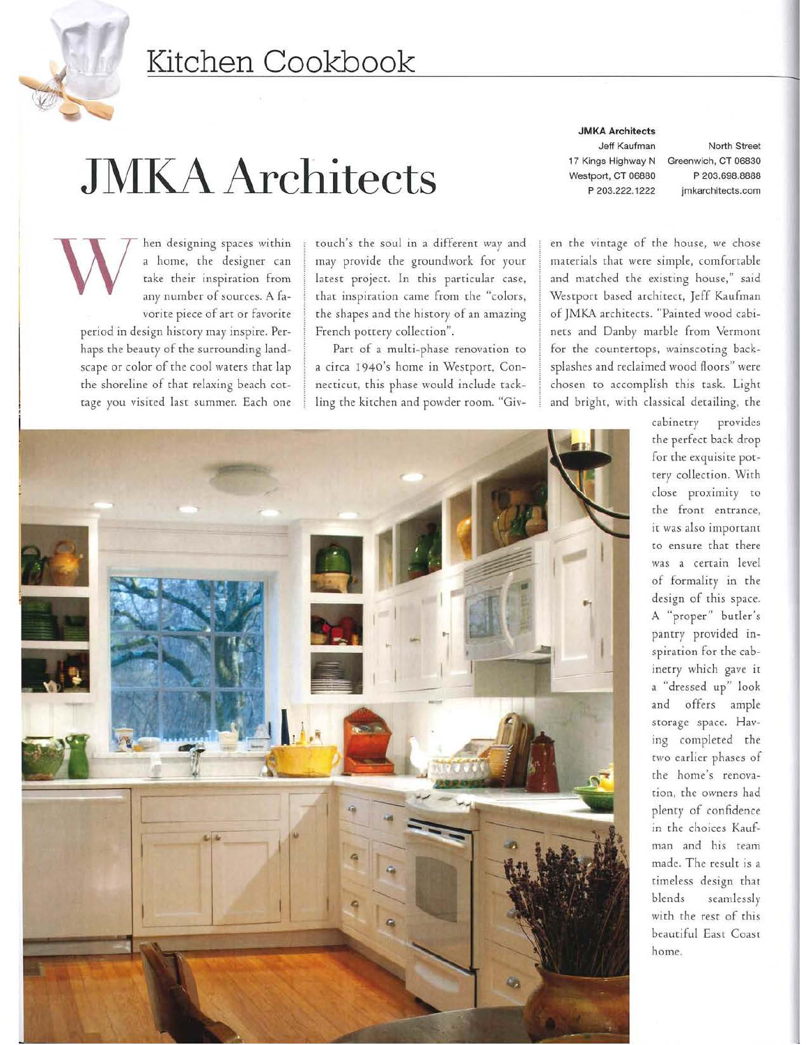# Kitchen Cookbook

# JMKA Architects

**JMKA Architects**

Jeff Kaufman
17 Kings Highway N
Westport, CT 06880
P 203.222.1222

North Street
Greenwich, CT 06830
P 203.698.8888
jmkarchitects.com

When designing spaces within a home, the designer can take their inspiration from any number of sources. A favorite piece of art or favorite period in design history may inspire. Perhaps the beauty of the surrounding landscape or color of the cool waters that lap the shoreline of that relaxing beach cottage you visited last summer. Each one touch's the soul in a different way and may provide the groundwork for your latest project. In this particular case, that inspiration came from the "colors, the shapes and the history of an amazing French pottery collection".

Part of a multi-phase renovation to a circa 1940's home in Westport, Connecticut, this phase would include tackling the kitchen and powder room. "Given the vintage of the house, we chose materials that were simple, comfortable and matched the existing house," said Westport based architect, Jeff Kaufman of JMKA architects. "Painted wood cabinets and Danby marble from Vermont for the countertops, wainscoting backsplashes and reclaimed wood floors" were chosen to accomplish this task. Light and bright, with classical detailing, the cabinetry provides the perfect back drop for the exquisite pottery collection. With close proximity to the front entrance, it was also important to ensure that there was a certain level of formality in the design of this space. A "proper" butler's pantry provided inspiration for the cabinetry which gave it a "dressed up" look and offers ample storage space. Having completed the two earlier phases of the home's renovation, the owners had plenty of confidence in the choices Kaufman and his team made. The result is a timeless design that blends seamlessly with the rest of this beautiful East Coast home.